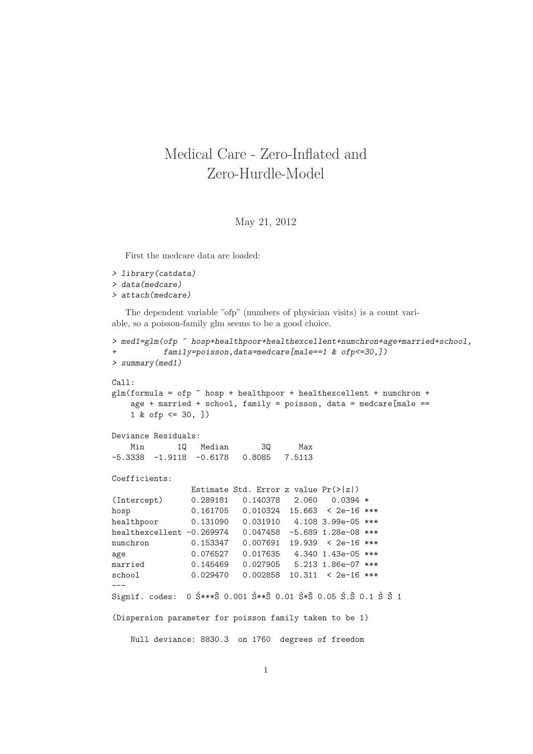# Medical Care - Zero-Inflated and Zero-Hurdle-Model

May 21, 2012

First the medcare data are loaded:

```
> library(catdata)
> data(medcare)
> attach(medcare)
```

The dependent variable "ofp" (numbers of physician visits) is a count variable, so a poisson-family glm seems to be a good choice.

```
> med1=glm(ofp ~ hosp+healthpoor+healthexcellent+numchron+age+married+school,
+          family=poisson,data=medcare[male==1 & ofp<=30,])
> summary(med1)

Call:
glm(formula = ofp ~ hosp + healthpoor + healthexcellent + numchron +
    age + married + school, family = poisson, data = medcare[male ==
    1 & ofp <= 30, ])

Deviance Residuals:
    Min       1Q   Median       3Q      Max
-5.3338  -1.9118  -0.6178   0.8085   7.5113

Coefficients:
                 Estimate Std. Error z value Pr(>|z|)
(Intercept)      0.289181   0.140378   2.060   0.0394 *
hosp             0.161705   0.010324  15.663  < 2e-16 ***
healthpoor       0.131090   0.031910   4.108 3.99e-05 ***
healthexcellent -0.269974   0.047458  -5.689 1.28e-08 ***
numchron         0.153347   0.007691  19.939  < 2e-16 ***
age              0.076527   0.017635   4.340 1.43e-05 ***
married          0.145469   0.027905   5.213 1.86e-07 ***
school           0.029470   0.002858  10.311  < 2e-16 ***
---
Signif. codes:  0 Ś***Š 0.001 Ś**Š 0.01 Ś*Š 0.05 Ś.Š 0.1 Ś Š 1

(Dispersion parameter for poisson family taken to be 1)

    Null deviance: 8830.3  on 1760  degrees of freedom
```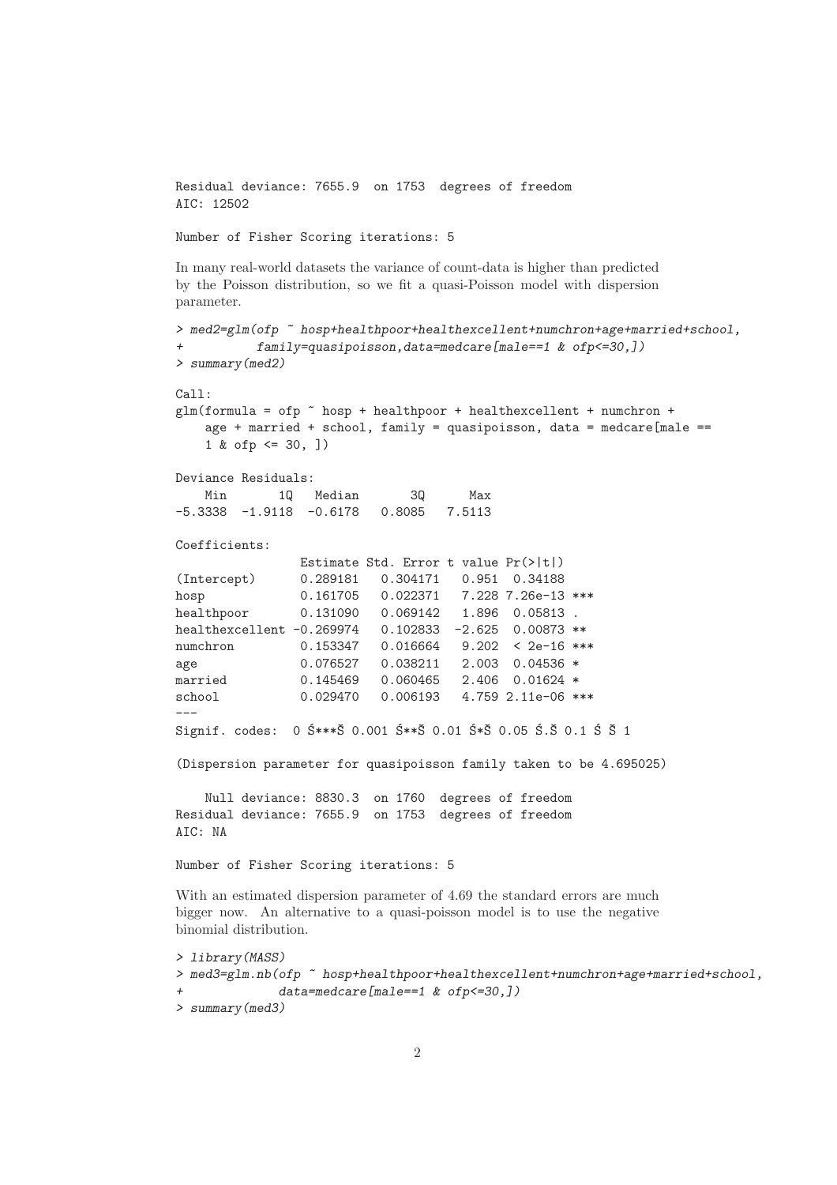```
Residual deviance: 7655.9  on 1753  degrees of freedom
AIC: 12502

Number of Fisher Scoring iterations: 5
```

In many real-world datasets the variance of count-data is higher than predicted by the Poisson distribution, so we fit a quasi-Poisson model with dispersion parameter.

```
> med2=glm(ofp ~ hosp+healthpoor+healthexcellent+numchron+age+married+school,
+          family=quasipoisson,data=medcare[male==1 & ofp<=30,])
> summary(med2)

Call:
glm(formula = ofp ~ hosp + healthpoor + healthexcellent + numchron +
    age + married + school, family = quasipoisson, data = medcare[male ==
    1 & ofp <= 30, ])

Deviance Residuals:
    Min       1Q   Median       3Q      Max
-5.3338  -1.9118  -0.6178   0.8085   7.5113

Coefficients:
                 Estimate Std. Error t value Pr(>|t|)
(Intercept)      0.289181   0.304171   0.951  0.34188
hosp             0.161705   0.022371   7.228 7.26e-13 ***
healthpoor       0.131090   0.069142   1.896  0.05813 .
healthexcellent -0.269974   0.102833  -2.625  0.00873 **
numchron         0.153347   0.016664   9.202  < 2e-16 ***
age              0.076527   0.038211   2.003  0.04536 *
married          0.145469   0.060465   2.406  0.01624 *
school           0.029470   0.006193   4.759 2.11e-06 ***
---
Signif. codes:  0 Ś***Š 0.001 Ś**Š 0.01 Ś*Š 0.05 Ś.Š 0.1 Ś Š 1

(Dispersion parameter for quasipoisson family taken to be 4.695025)

    Null deviance: 8830.3  on 1760  degrees of freedom
Residual deviance: 7655.9  on 1753  degrees of freedom
AIC: NA

Number of Fisher Scoring iterations: 5
```

With an estimated dispersion parameter of 4.69 the standard errors are much bigger now. An alternative to a quasi-poisson model is to use the negative binomial distribution.

```
> library(MASS)
> med3=glm.nb(ofp ~ hosp+healthpoor+healthexcellent+numchron+age+married+school,
+             data=medcare[male==1 & ofp<=30,])
> summary(med3)
```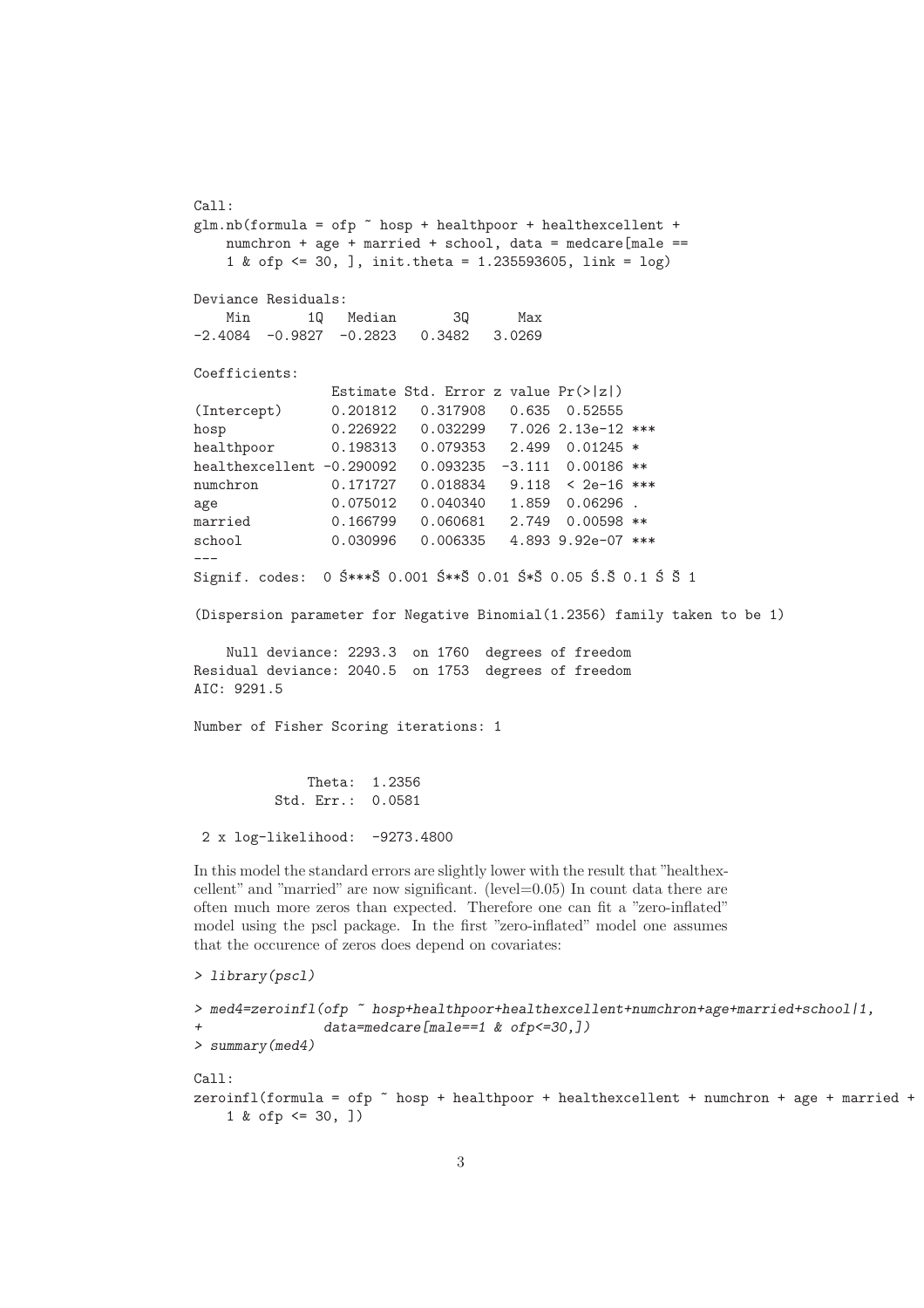```
Call:
glm.nb(formula = ofp ~ hosp + healthpoor + healthexcellent +
    numchron + age + married + school, data = medcare[male ==
    1 & ofp <= 30, ], init.theta = 1.235593605, link = log)

Deviance Residuals:
    Min       1Q   Median       3Q      Max
-2.4084  -0.9827  -0.2823   0.3482   3.0269

Coefficients:
                Estimate Std. Error z value Pr(>|z|)
(Intercept)      0.201812   0.317908   0.635  0.52555
hosp             0.226922   0.032299   7.026 2.13e-12 ***
healthpoor       0.198313   0.079353   2.499  0.01245 *
healthexcellent -0.290092   0.093235  -3.111  0.00186 **
numchron         0.171727   0.018834   9.118  < 2e-16 ***
age              0.075012   0.040340   1.859  0.06296 .
married          0.166799   0.060681   2.749  0.00598 **
school           0.030996   0.006335   4.893 9.92e-07 ***
---
Signif. codes:  0 Ś***Š 0.001 Ś**Š 0.01 Ś*Š 0.05 Ś.Š 0.1 Ś Š 1

(Dispersion parameter for Negative Binomial(1.2356) family taken to be 1)

    Null deviance: 2293.3  on 1760  degrees of freedom
Residual deviance: 2040.5  on 1753  degrees of freedom
AIC: 9291.5

Number of Fisher Scoring iterations: 1


              Theta:  1.2356
          Std. Err.:  0.0581

 2 x log-likelihood:  -9273.4800
```

In this model the standard errors are slightly lower with the result that "healthexcellent" and "married" are now significant. (level=0.05) In count data there are often much more zeros than expected. Therefore one can fit a "zero-inflated" model using the pscl package. In the first "zero-inflated" model one assumes that the occurence of zeros does depend on covariates:

```
> library(pscl)

> med4=zeroinfl(ofp ~ hosp+healthpoor+healthexcellent+numchron+age+married+school|1,
+              data=medcare[male==1 & ofp<=30,])
> summary(med4)

Call:
zeroinfl(formula = ofp ~ hosp + healthpoor + healthexcellent + numchron + age + married +
    1 & ofp <= 30, ])
```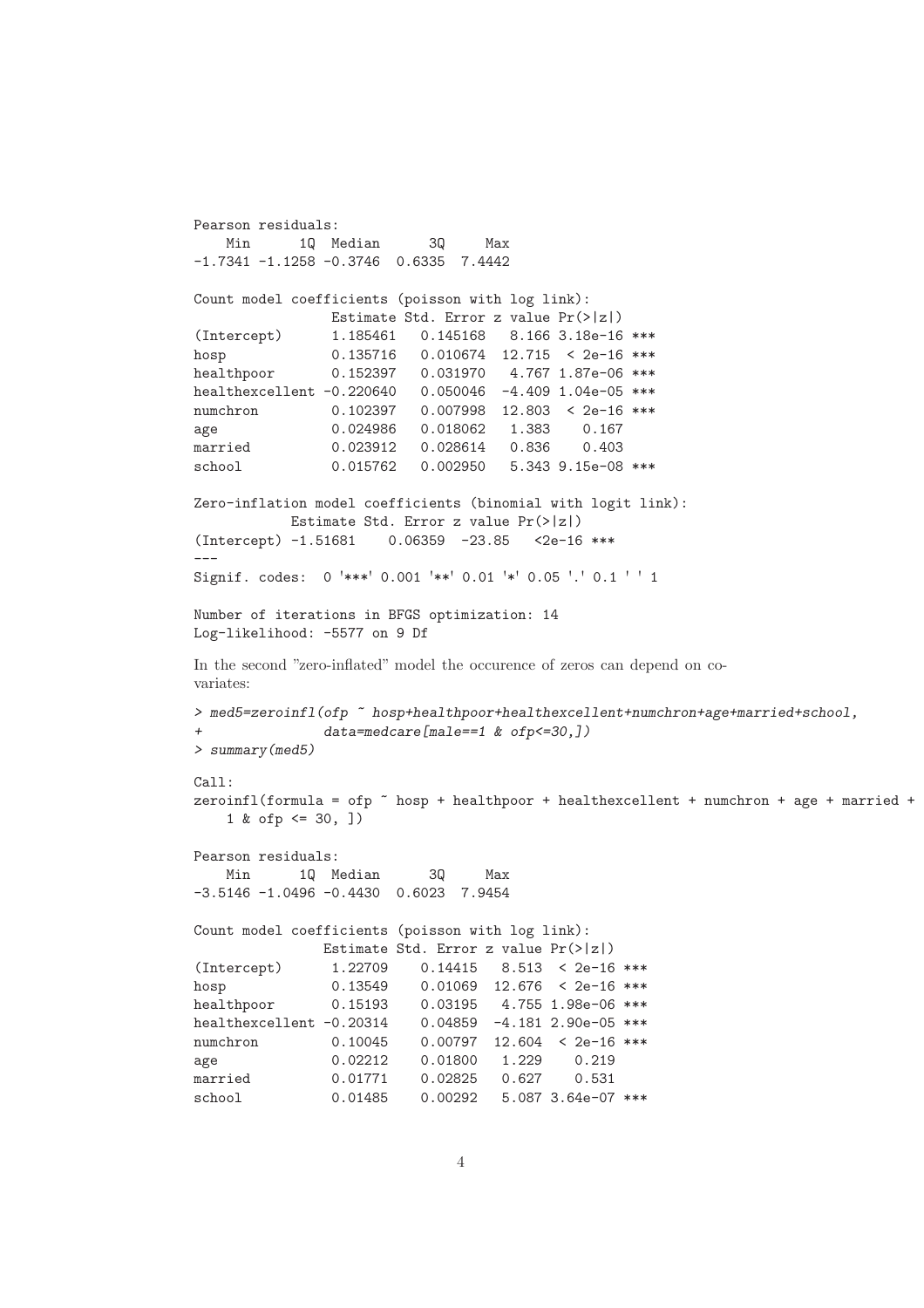```
Pearson residuals:
    Min      1Q  Median      3Q     Max 
-1.7341 -1.1258 -0.3746  0.6335  7.4442 

Count model coefficients (poisson with log link):
                 Estimate Std. Error z value Pr(>|z|)    
(Intercept)      1.185461   0.145168   8.166 3.18e-16 ***
hosp             0.135716   0.010674  12.715  < 2e-16 ***
healthpoor       0.152397   0.031970   4.767 1.87e-06 ***
healthexcellent -0.220640   0.050046  -4.409 1.04e-05 ***
numchron         0.102397   0.007998  12.803  < 2e-16 ***
age              0.024986   0.018062   1.383    0.167    
married          0.023912   0.028614   0.836    0.403    
school           0.015762   0.002950   5.343 9.15e-08 ***

Zero-inflation model coefficients (binomial with logit link):
            Estimate Std. Error z value Pr(>|z|)    
(Intercept) -1.51681    0.06359  -23.85   <2e-16 ***
---
Signif. codes:  0 '***' 0.001 '**' 0.01 '*' 0.05 '.' 0.1 ' ' 1 

Number of iterations in BFGS optimization: 14 
Log-likelihood: -5577 on 9 Df
```

In the second "zero-inflated" model the occurence of zeros can depend on covariates:

```
> med5=zeroinfl(ofp ~ hosp+healthpoor+healthexcellent+numchron+age+married+school,
+               data=medcare[male==1 & ofp<=30,])
> summary(med5)

Call:
zeroinfl(formula = ofp ~ hosp + healthpoor + healthexcellent + numchron + age + married + 
    1 & ofp <= 30, ])

Pearson residuals:
    Min      1Q  Median      3Q     Max 
-3.5146 -1.0496 -0.4430  0.6023  7.9454 

Count model coefficients (poisson with log link):
                Estimate Std. Error z value Pr(>|z|)    
(Intercept)      1.22709    0.14415   8.513  < 2e-16 ***
hosp             0.13549    0.01069  12.676  < 2e-16 ***
healthpoor       0.15193    0.03195   4.755 1.98e-06 ***
healthexcellent -0.20314    0.04859  -4.181 2.90e-05 ***
numchron         0.10045    0.00797  12.604  < 2e-16 ***
age              0.02212    0.01800   1.229    0.219    
married          0.01771    0.02825   0.627    0.531    
school           0.01485    0.00292   5.087 3.64e-07 ***
```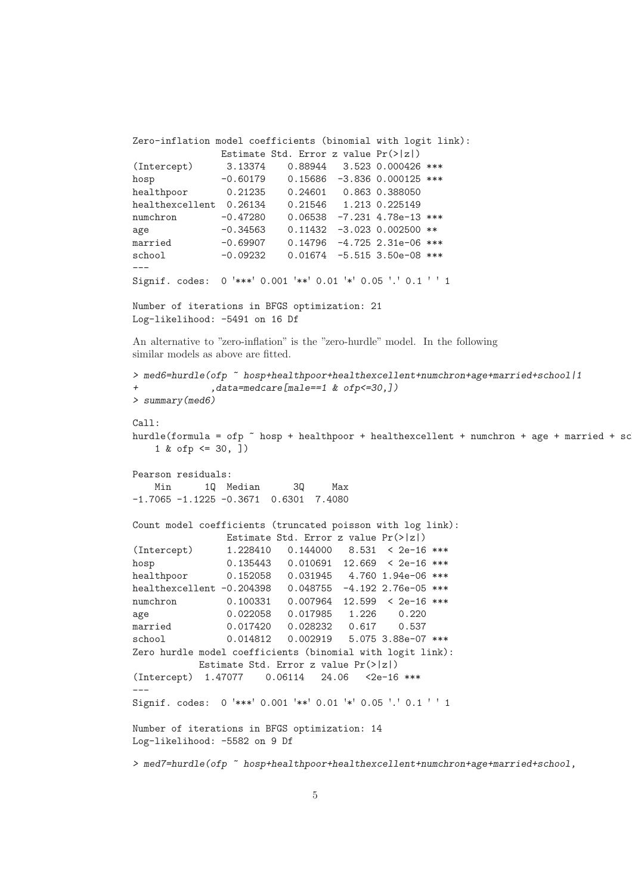```
Zero-inflation model coefficients (binomial with logit link):
                Estimate Std. Error z value Pr(>|z|)
(Intercept)      3.13374    0.88944   3.523 0.000426 ***
hosp            -0.60179    0.15686  -3.836 0.000125 ***
healthpoor       0.21235    0.24601   0.863 0.388050
healthexcellent  0.26134    0.21546   1.213 0.225149
numchron        -0.47280    0.06538  -7.231 4.78e-13 ***
age             -0.34563    0.11432  -3.023 0.002500 **
married         -0.69907    0.14796  -4.725 2.31e-06 ***
school          -0.09232    0.01674  -5.515 3.50e-08 ***
---
Signif. codes:  0 '***' 0.001 '**' 0.01 '*' 0.05 '.' 0.1 ' ' 1

Number of iterations in BFGS optimization: 21
Log-likelihood: -5491 on 16 Df
```

An alternative to "zero-inflation" is the "zero-hurdle" model. In the following similar models as above are fitted.

```
> med6=hurdle(ofp ~ hosp+healthpoor+healthexcellent+numchron+age+married+school|1
+             ,data=medcare[male==1 & ofp<=30,])
> summary(med6)

Call:
hurdle(formula = ofp ~ hosp + healthpoor + healthexcellent + numchron + age + married + sc
    1 & ofp <= 30, ])

Pearson residuals:
    Min      1Q  Median      3Q     Max
-1.7065 -1.1225 -0.3671  0.6301  7.4080

Count model coefficients (truncated poisson with log link):
                 Estimate Std. Error z value Pr(>|z|)
(Intercept)      1.228410   0.144000   8.531  < 2e-16 ***
hosp             0.135443   0.010691  12.669  < 2e-16 ***
healthpoor       0.152058   0.031945   4.760 1.94e-06 ***
healthexcellent -0.204398   0.048755  -4.192 2.76e-05 ***
numchron         0.100331   0.007964  12.599  < 2e-16 ***
age              0.022058   0.017985   1.226    0.220
married          0.017420   0.028232   0.617    0.537
school           0.014812   0.002919   5.075 3.88e-07 ***
Zero hurdle model coefficients (binomial with logit link):
            Estimate Std. Error z value Pr(>|z|)
(Intercept)  1.47077    0.06114   24.06   <2e-16 ***
---
Signif. codes:  0 '***' 0.001 '**' 0.01 '*' 0.05 '.' 0.1 ' ' 1

Number of iterations in BFGS optimization: 14
Log-likelihood: -5582 on 9 Df

> med7=hurdle(ofp ~ hosp+healthpoor+healthexcellent+numchron+age+married+school,
```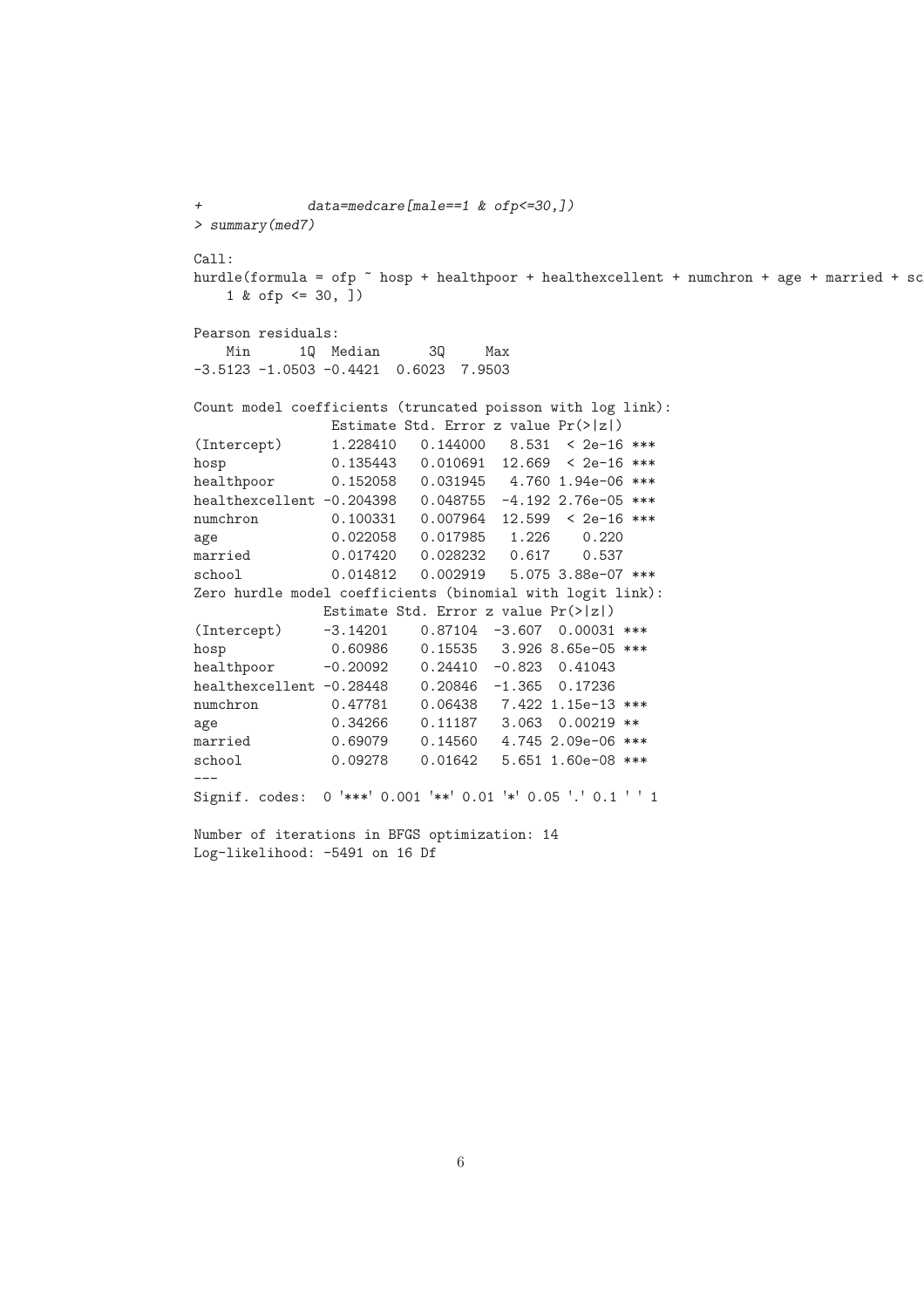```
+             data=medcare[male==1 & ofp<=30,])
> summary(med7)

Call:
hurdle(formula = ofp ~ hosp + healthpoor + healthexcellent + numchron + age + married + sc
    1 & ofp <= 30, ])

Pearson residuals:
    Min      1Q  Median      3Q     Max 
-3.5123 -1.0503 -0.4421  0.6023  7.9503 

Count model coefficients (truncated poisson with log link):
                 Estimate Std. Error z value Pr(>|z|)    
(Intercept)      1.228410   0.144000   8.531  < 2e-16 ***
hosp             0.135443   0.010691  12.669  < 2e-16 ***
healthpoor       0.152058   0.031945   4.760 1.94e-06 ***
healthexcellent -0.204398   0.048755  -4.192 2.76e-05 ***
numchron         0.100331   0.007964  12.599  < 2e-16 ***
age              0.022058   0.017985   1.226    0.220    
married          0.017420   0.028232   0.617    0.537    
school           0.014812   0.002919   5.075 3.88e-07 ***
Zero hurdle model coefficients (binomial with logit link):
                Estimate Std. Error z value Pr(>|z|)    
(Intercept)     -3.14201    0.87104  -3.607  0.00031 ***
hosp             0.60986    0.15535   3.926 8.65e-05 ***
healthpoor      -0.20092    0.24410  -0.823  0.41043    
healthexcellent -0.28448    0.20846  -1.365  0.17236    
numchron         0.47781    0.06438   7.422 1.15e-13 ***
age              0.34266    0.11187   3.063  0.00219 ** 
married          0.69079    0.14560   4.745 2.09e-06 ***
school           0.09278    0.01642   5.651 1.60e-08 ***
---
Signif. codes:  0 '***' 0.001 '**' 0.01 '*' 0.05 '.' 0.1 ' ' 1 

Number of iterations in BFGS optimization: 14 
Log-likelihood: -5491 on 16 Df
```